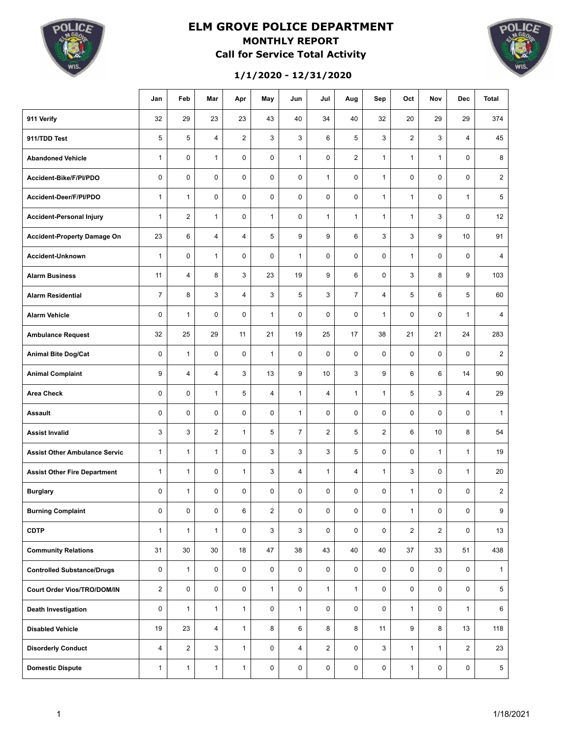# ELM GROVE POLICE DEPARTMENT
## MONTHLY REPORT
### Call for Service Total Activity

**1/1/2020 - 12/31/2020**

| | Jan | Feb | Mar | Apr | May | Jun | Jul | Aug | Sep | Oct | Nov | Dec | Total |
|---|---|---|---|---|---|---|---|---|---|---|---|---|---|
| **911 Verify** | 32 | 29 | 23 | 23 | 43 | 40 | 34 | 40 | 32 | 20 | 29 | 29 | 374 |
| **911/TDD Test** | 5 | 5 | 4 | 2 | 3 | 3 | 6 | 5 | 3 | 2 | 3 | 4 | 45 |
| **Abandoned Vehicle** | 1 | 0 | 1 | 0 | 0 | 1 | 0 | 2 | 1 | 1 | 1 | 0 | 8 |
| **Accident-Bike/F/PI/PDO** | 0 | 0 | 0 | 0 | 0 | 0 | 1 | 0 | 1 | 0 | 0 | 0 | 2 |
| **Accident-Deer/F/PI/PDO** | 1 | 1 | 0 | 0 | 0 | 0 | 0 | 0 | 1 | 1 | 0 | 1 | 5 |
| **Accident-Personal Injury** | 1 | 2 | 1 | 0 | 1 | 0 | 1 | 1 | 1 | 1 | 3 | 0 | 12 |
| **Accident-Property Damage On** | 23 | 6 | 4 | 4 | 5 | 9 | 9 | 6 | 3 | 3 | 9 | 10 | 91 |
| **Accident-Unknown** | 1 | 0 | 1 | 0 | 0 | 1 | 0 | 0 | 0 | 1 | 0 | 0 | 4 |
| **Alarm Business** | 11 | 4 | 8 | 3 | 23 | 19 | 9 | 6 | 0 | 3 | 8 | 9 | 103 |
| **Alarm Residential** | 7 | 8 | 3 | 4 | 3 | 5 | 3 | 7 | 4 | 5 | 6 | 5 | 60 |
| **Alarm Vehicle** | 0 | 1 | 0 | 0 | 1 | 0 | 0 | 0 | 1 | 0 | 0 | 1 | 4 |
| **Ambulance Request** | 32 | 25 | 29 | 11 | 21 | 19 | 25 | 17 | 38 | 21 | 21 | 24 | 283 |
| **Animal Bite Dog/Cat** | 0 | 1 | 0 | 0 | 1 | 0 | 0 | 0 | 0 | 0 | 0 | 0 | 2 |
| **Animal Complaint** | 9 | 4 | 4 | 3 | 13 | 9 | 10 | 3 | 9 | 6 | 6 | 14 | 90 |
| **Area Check** | 0 | 0 | 1 | 5 | 4 | 1 | 4 | 1 | 1 | 5 | 3 | 4 | 29 |
| **Assault** | 0 | 0 | 0 | 0 | 0 | 1 | 0 | 0 | 0 | 0 | 0 | 0 | 1 |
| **Assist Invalid** | 3 | 3 | 2 | 1 | 5 | 7 | 2 | 5 | 2 | 6 | 10 | 8 | 54 |
| **Assist Other Ambulance Servic** | 1 | 1 | 1 | 0 | 3 | 3 | 3 | 5 | 0 | 0 | 1 | 1 | 19 |
| **Assist Other Fire Department** | 1 | 1 | 0 | 1 | 3 | 4 | 1 | 4 | 1 | 3 | 0 | 1 | 20 |
| **Burglary** | 0 | 1 | 0 | 0 | 0 | 0 | 0 | 0 | 0 | 1 | 0 | 0 | 2 |
| **Burning Complaint** | 0 | 0 | 0 | 6 | 2 | 0 | 0 | 0 | 0 | 1 | 0 | 0 | 9 |
| **CDTP** | 1 | 1 | 1 | 0 | 3 | 3 | 0 | 0 | 0 | 2 | 2 | 0 | 13 |
| **Community Relations** | 31 | 30 | 30 | 18 | 47 | 38 | 43 | 40 | 40 | 37 | 33 | 51 | 438 |
| **Controlled Substance/Drugs** | 0 | 1 | 0 | 0 | 0 | 0 | 0 | 0 | 0 | 0 | 0 | 0 | 1 |
| **Court Order Vios/TRO/DOM/IN** | 2 | 0 | 0 | 0 | 1 | 0 | 1 | 1 | 0 | 0 | 0 | 0 | 5 |
| **Death Investigation** | 0 | 1 | 1 | 1 | 0 | 1 | 0 | 0 | 0 | 1 | 0 | 1 | 6 |
| **Disabled Vehicle** | 19 | 23 | 4 | 1 | 8 | 6 | 8 | 8 | 11 | 9 | 8 | 13 | 118 |
| **Disorderly Conduct** | 4 | 2 | 3 | 1 | 0 | 4 | 2 | 0 | 3 | 1 | 1 | 2 | 23 |
| **Domestic Dispute** | 1 | 1 | 1 | 1 | 0 | 0 | 0 | 0 | 0 | 1 | 0 | 0 | 5 |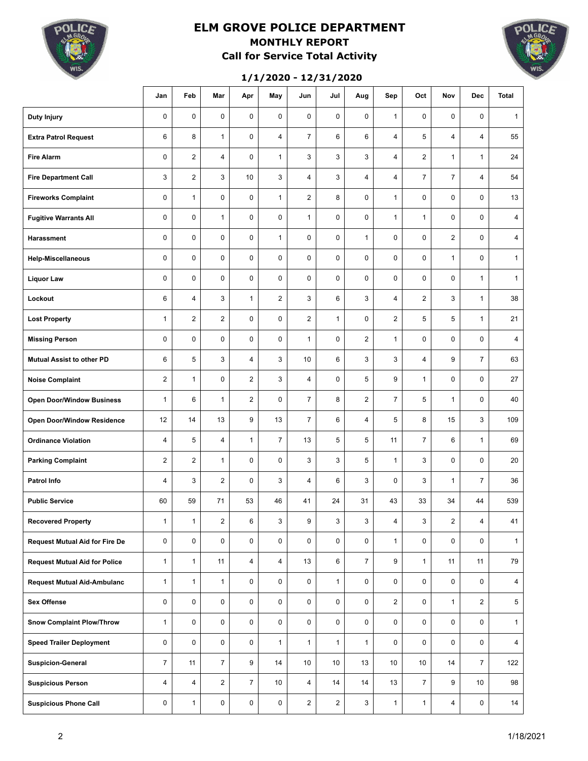# ELM GROVE POLICE DEPARTMENT

## MONTHLY REPORT

## Call for Service Total Activity

### 1/1/2020 - 12/31/2020

| | Jan | Feb | Mar | Apr | May | Jun | Jul | Aug | Sep | Oct | Nov | Dec | Total |
|---|---|---|---|---|---|---|---|---|---|---|---|---|---|
| **Duty Injury** | 0 | 0 | 0 | 0 | 0 | 0 | 0 | 0 | 1 | 0 | 0 | 0 | 1 |
| **Extra Patrol Request** | 6 | 8 | 1 | 0 | 4 | 7 | 6 | 6 | 4 | 5 | 4 | 4 | 55 |
| **Fire Alarm** | 0 | 2 | 4 | 0 | 1 | 3 | 3 | 3 | 4 | 2 | 1 | 1 | 24 |
| **Fire Department Call** | 3 | 2 | 3 | 10 | 3 | 4 | 3 | 4 | 4 | 7 | 7 | 4 | 54 |
| **Fireworks Complaint** | 0 | 1 | 0 | 0 | 1 | 2 | 8 | 0 | 1 | 0 | 0 | 0 | 13 |
| **Fugitive Warrants All** | 0 | 0 | 1 | 0 | 0 | 1 | 0 | 0 | 1 | 1 | 0 | 0 | 4 |
| **Harassment** | 0 | 0 | 0 | 0 | 1 | 0 | 0 | 1 | 0 | 0 | 2 | 0 | 4 |
| **Help-Miscellaneous** | 0 | 0 | 0 | 0 | 0 | 0 | 0 | 0 | 0 | 0 | 1 | 0 | 1 |
| **Liquor Law** | 0 | 0 | 0 | 0 | 0 | 0 | 0 | 0 | 0 | 0 | 0 | 1 | 1 |
| **Lockout** | 6 | 4 | 3 | 1 | 2 | 3 | 6 | 3 | 4 | 2 | 3 | 1 | 38 |
| **Lost Property** | 1 | 2 | 2 | 0 | 0 | 2 | 1 | 0 | 2 | 5 | 5 | 1 | 21 |
| **Missing Person** | 0 | 0 | 0 | 0 | 0 | 1 | 0 | 2 | 1 | 0 | 0 | 0 | 4 |
| **Mutual Assist to other PD** | 6 | 5 | 3 | 4 | 3 | 10 | 6 | 3 | 3 | 4 | 9 | 7 | 63 |
| **Noise Complaint** | 2 | 1 | 0 | 2 | 3 | 4 | 0 | 5 | 9 | 1 | 0 | 0 | 27 |
| **Open Door/Window Business** | 1 | 6 | 1 | 2 | 0 | 7 | 8 | 2 | 7 | 5 | 1 | 0 | 40 |
| **Open Door/Window Residence** | 12 | 14 | 13 | 9 | 13 | 7 | 6 | 4 | 5 | 8 | 15 | 3 | 109 |
| **Ordinance Violation** | 4 | 5 | 4 | 1 | 7 | 13 | 5 | 5 | 11 | 7 | 6 | 1 | 69 |
| **Parking Complaint** | 2 | 2 | 1 | 0 | 0 | 3 | 3 | 5 | 1 | 3 | 0 | 0 | 20 |
| **Patrol Info** | 4 | 3 | 2 | 0 | 3 | 4 | 6 | 3 | 0 | 3 | 1 | 7 | 36 |
| **Public Service** | 60 | 59 | 71 | 53 | 46 | 41 | 24 | 31 | 43 | 33 | 34 | 44 | 539 |
| **Recovered Property** | 1 | 1 | 2 | 6 | 3 | 9 | 3 | 3 | 4 | 3 | 2 | 4 | 41 |
| **Request Mutual Aid for Fire De** | 0 | 0 | 0 | 0 | 0 | 0 | 0 | 0 | 1 | 0 | 0 | 0 | 1 |
| **Request Mutual Aid for Police** | 1 | 1 | 11 | 4 | 4 | 13 | 6 | 7 | 9 | 1 | 11 | 11 | 79 |
| **Request Mutual Aid-Ambulanc** | 1 | 1 | 1 | 0 | 0 | 0 | 1 | 0 | 0 | 0 | 0 | 0 | 4 |
| **Sex Offense** | 0 | 0 | 0 | 0 | 0 | 0 | 0 | 0 | 2 | 0 | 1 | 2 | 5 |
| **Snow Complaint Plow/Throw** | 1 | 0 | 0 | 0 | 0 | 0 | 0 | 0 | 0 | 0 | 0 | 0 | 1 |
| **Speed Trailer Deployment** | 0 | 0 | 0 | 0 | 1 | 1 | 1 | 1 | 0 | 0 | 0 | 0 | 4 |
| **Suspicion-General** | 7 | 11 | 7 | 9 | 14 | 10 | 10 | 13 | 10 | 10 | 14 | 7 | 122 |
| **Suspicious Person** | 4 | 4 | 2 | 7 | 10 | 4 | 14 | 14 | 13 | 7 | 9 | 10 | 98 |
| **Suspicious Phone Call** | 0 | 1 | 0 | 0 | 0 | 2 | 2 | 3 | 1 | 1 | 4 | 0 | 14 |

1/18/2021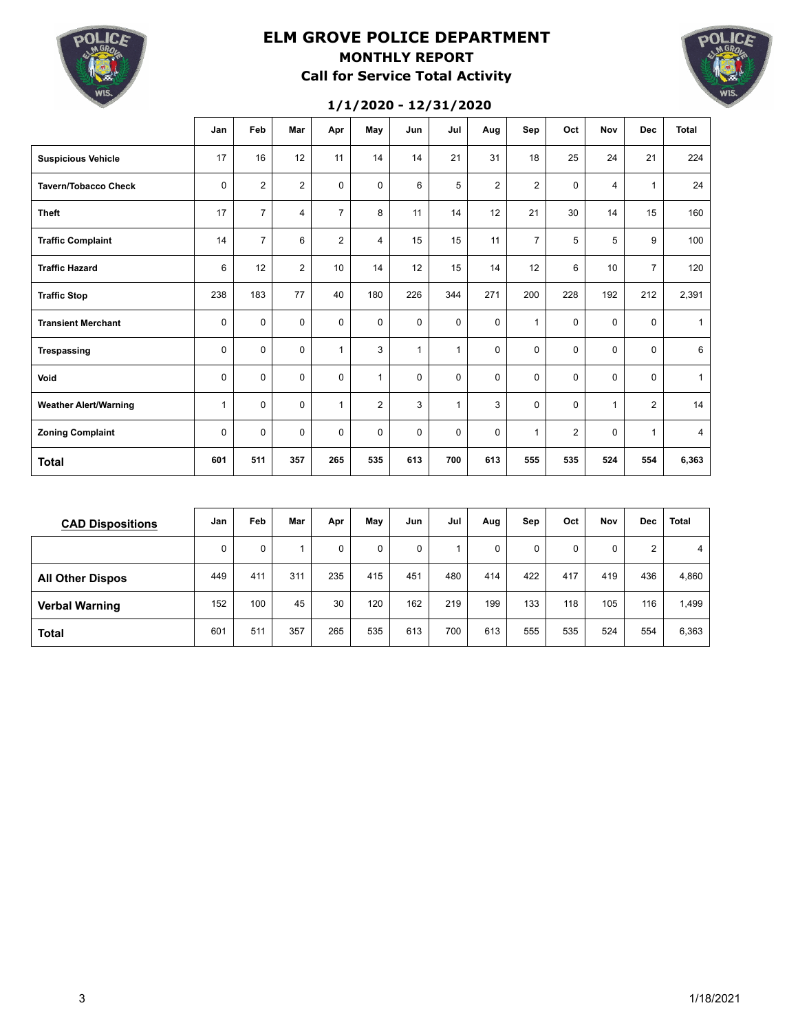# ELM GROVE POLICE DEPARTMENT

## MONTHLY REPORT

### Call for Service Total Activity

**1/1/2020 - 12/31/2020**

| | Jan | Feb | Mar | Apr | May | Jun | Jul | Aug | Sep | Oct | Nov | Dec | Total |
|---|---|---|---|---|---|---|---|---|---|---|---|---|---|
| **Suspicious Vehicle** | 17 | 16 | 12 | 11 | 14 | 14 | 21 | 31 | 18 | 25 | 24 | 21 | 224 |
| **Tavern/Tobacco Check** | 0 | 2 | 2 | 0 | 0 | 6 | 5 | 2 | 2 | 0 | 4 | 1 | 24 |
| **Theft** | 17 | 7 | 4 | 7 | 8 | 11 | 14 | 12 | 21 | 30 | 14 | 15 | 160 |
| **Traffic Complaint** | 14 | 7 | 6 | 2 | 4 | 15 | 15 | 11 | 7 | 5 | 5 | 9 | 100 |
| **Traffic Hazard** | 6 | 12 | 2 | 10 | 14 | 12 | 15 | 14 | 12 | 6 | 10 | 7 | 120 |
| **Traffic Stop** | 238 | 183 | 77 | 40 | 180 | 226 | 344 | 271 | 200 | 228 | 192 | 212 | 2,391 |
| **Transient Merchant** | 0 | 0 | 0 | 0 | 0 | 0 | 0 | 0 | 1 | 0 | 0 | 0 | 1 |
| **Trespassing** | 0 | 0 | 0 | 1 | 3 | 1 | 1 | 0 | 0 | 0 | 0 | 0 | 6 |
| **Void** | 0 | 0 | 0 | 0 | 1 | 0 | 0 | 0 | 0 | 0 | 0 | 0 | 1 |
| **Weather Alert/Warning** | 1 | 0 | 0 | 1 | 2 | 3 | 1 | 3 | 0 | 0 | 1 | 2 | 14 |
| **Zoning Complaint** | 0 | 0 | 0 | 0 | 0 | 0 | 0 | 0 | 1 | 2 | 0 | 1 | 4 |
| **Total** | **601** | **511** | **357** | **265** | **535** | **613** | **700** | **613** | **555** | **535** | **524** | **554** | **6,363** |

| CAD Dispositions | Jan | Feb | Mar | Apr | May | Jun | Jul | Aug | Sep | Oct | Nov | Dec | Total |
|---|---|---|---|---|---|---|---|---|---|---|---|---|---|
| | 0 | 0 | 1 | 0 | 0 | 0 | 1 | 0 | 0 | 0 | 0 | 2 | 4 |
| **All Other Dispos** | 449 | 411 | 311 | 235 | 415 | 451 | 480 | 414 | 422 | 417 | 419 | 436 | 4,860 |
| **Verbal Warning** | 152 | 100 | 45 | 30 | 120 | 162 | 219 | 199 | 133 | 118 | 105 | 116 | 1,499 |
| **Total** | 601 | 511 | 357 | 265 | 535 | 613 | 700 | 613 | 555 | 535 | 524 | 554 | 6,363 |

1/18/2021